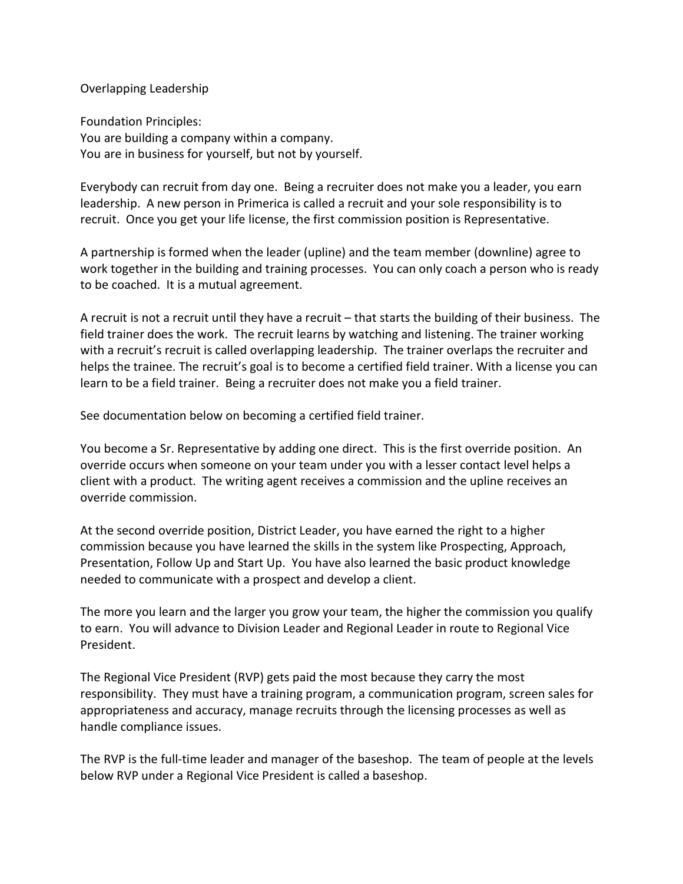# Overlapping Leadership

Foundation Principles:
You are building a company within a company.
You are in business for yourself, but not by yourself.

Everybody can recruit from day one. Being a recruiter does not make you a leader, you earn leadership. A new person in Primerica is called a recruit and your sole responsibility is to recruit. Once you get your life license, the first commission position is Representative.

A partnership is formed when the leader (upline) and the team member (downline) agree to work together in the building and training processes. You can only coach a person who is ready to be coached. It is a mutual agreement.

A recruit is not a recruit until they have a recruit – that starts the building of their business. The field trainer does the work. The recruit learns by watching and listening. The trainer working with a recruit's recruit is called overlapping leadership. The trainer overlaps the recruiter and helps the trainee. The recruit's goal is to become a certified field trainer. With a license you can learn to be a field trainer. Being a recruiter does not make you a field trainer.

See documentation below on becoming a certified field trainer.

You become a Sr. Representative by adding one direct. This is the first override position. An override occurs when someone on your team under you with a lesser contact level helps a client with a product. The writing agent receives a commission and the upline receives an override commission.

At the second override position, District Leader, you have earned the right to a higher commission because you have learned the skills in the system like Prospecting, Approach, Presentation, Follow Up and Start Up. You have also learned the basic product knowledge needed to communicate with a prospect and develop a client.

The more you learn and the larger you grow your team, the higher the commission you qualify to earn. You will advance to Division Leader and Regional Leader in route to Regional Vice President.

The Regional Vice President (RVP) gets paid the most because they carry the most responsibility. They must have a training program, a communication program, screen sales for appropriateness and accuracy, manage recruits through the licensing processes as well as handle compliance issues.

The RVP is the full-time leader and manager of the baseshop. The team of people at the levels below RVP under a Regional Vice President is called a baseshop.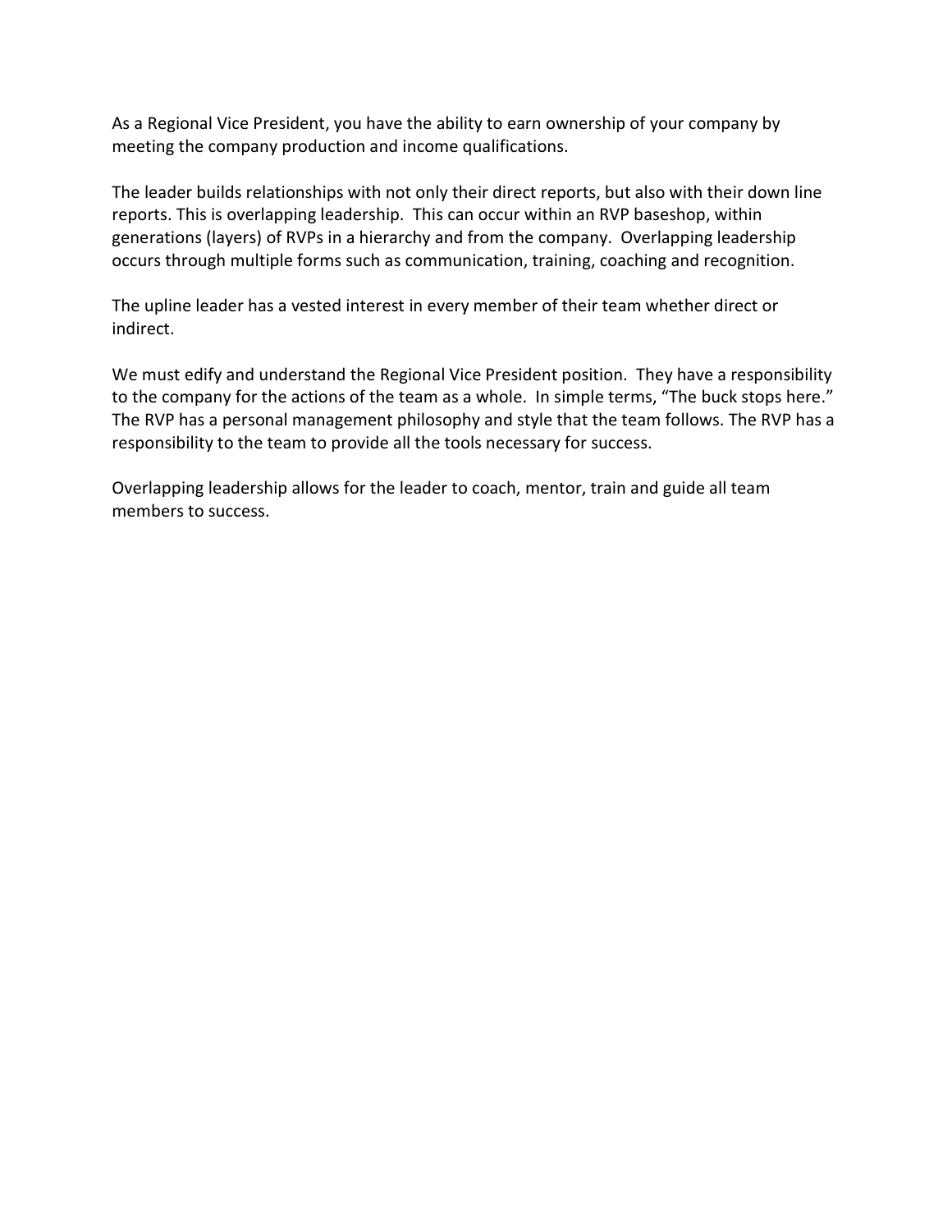As a Regional Vice President, you have the ability to earn ownership of your company by meeting the company production and income qualifications.

The leader builds relationships with not only their direct reports, but also with their down line reports. This is overlapping leadership. This can occur within an RVP baseshop, within generations (layers) of RVPs in a hierarchy and from the company. Overlapping leadership occurs through multiple forms such as communication, training, coaching and recognition.

The upline leader has a vested interest in every member of their team whether direct or indirect.

We must edify and understand the Regional Vice President position. They have a responsibility to the company for the actions of the team as a whole. In simple terms, "The buck stops here." The RVP has a personal management philosophy and style that the team follows. The RVP has a responsibility to the team to provide all the tools necessary for success.

Overlapping leadership allows for the leader to coach, mentor, train and guide all team members to success.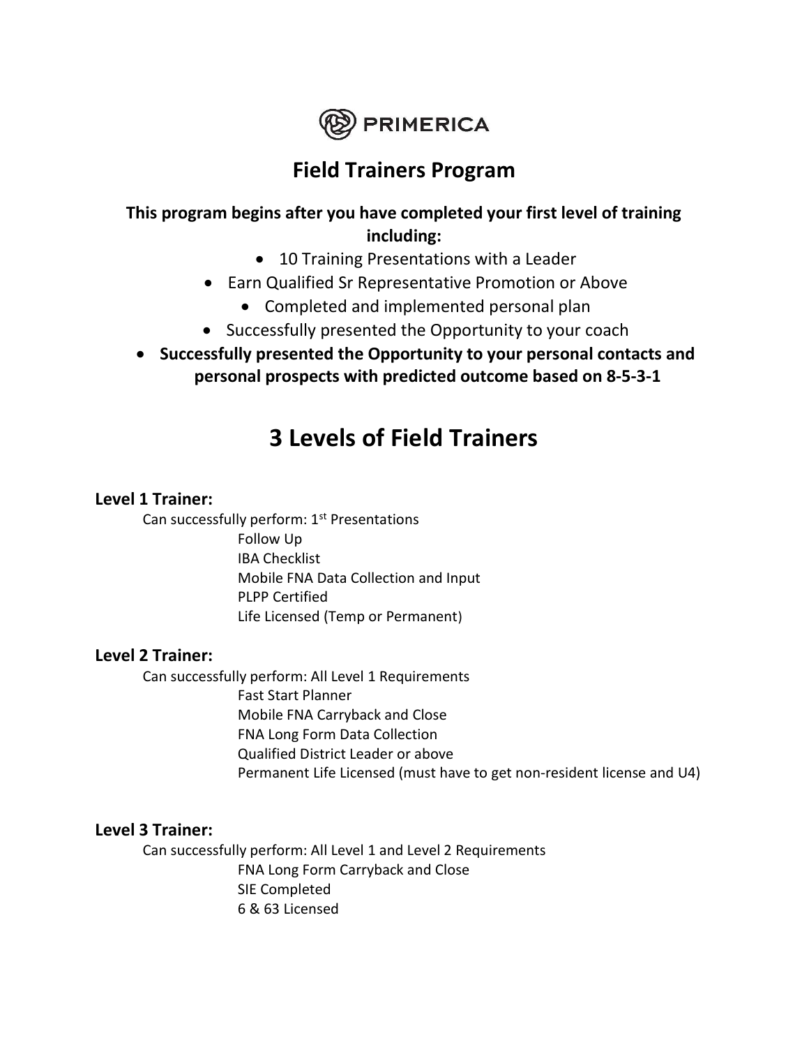PRIMERICA

# Field Trainers Program

**This program begins after you have completed your first level of training including:**

- 10 Training Presentations with a Leader
- Earn Qualified Sr Representative Promotion or Above
- Completed and implemented personal plan
- Successfully presented the Opportunity to your coach
- **Successfully presented the Opportunity to your personal contacts and personal prospects with predicted outcome based on 8-5-3-1**

# 3 Levels of Field Trainers

### Level 1 Trainer:

Can successfully perform: 1st Presentations
- Follow Up
- IBA Checklist
- Mobile FNA Data Collection and Input
- PLPP Certified
- Life Licensed (Temp or Permanent)

### Level 2 Trainer:

Can successfully perform: All Level 1 Requirements
- Fast Start Planner
- Mobile FNA Carryback and Close
- FNA Long Form Data Collection
- Qualified District Leader or above
- Permanent Life Licensed (must have to get non-resident license and U4)

### Level 3 Trainer:

Can successfully perform: All Level 1 and Level 2 Requirements
- FNA Long Form Carryback and Close
- SIE Completed
- 6 & 63 Licensed